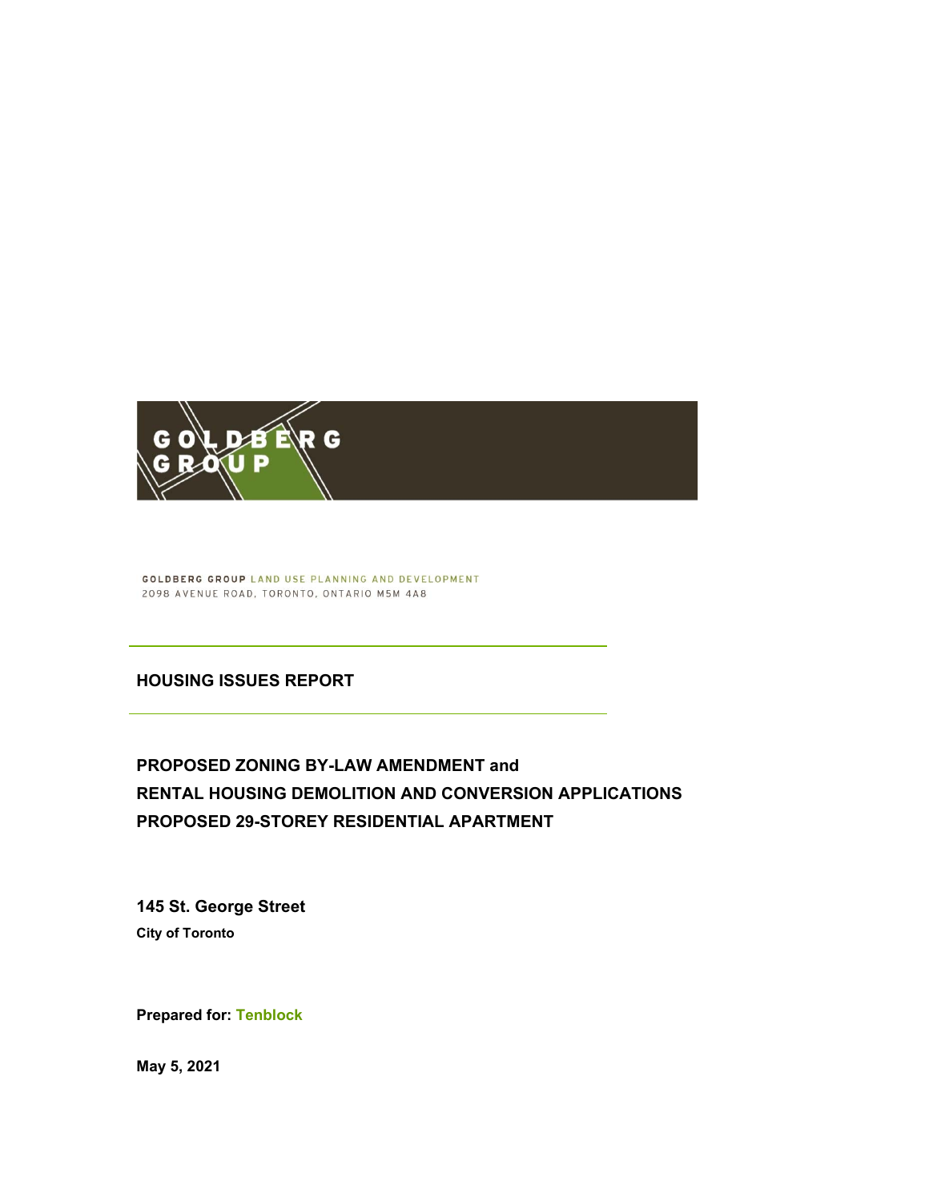GOLDBERG GROUP

GOLDBERG GROUP LAND USE PLANNING AND DEVELOPMENT
2098 AVENUE ROAD, TORONTO, ONTARIO M5M 4A8

# HOUSING ISSUES REPORT

## PROPOSED ZONING BY-LAW AMENDMENT and RENTAL HOUSING DEMOLITION AND CONVERSION APPLICATIONS PROPOSED 29-STOREY RESIDENTIAL APARTMENT

**145 St. George Street**

**City of Toronto**

**Prepared for: Tenblock**

**May 5, 2021**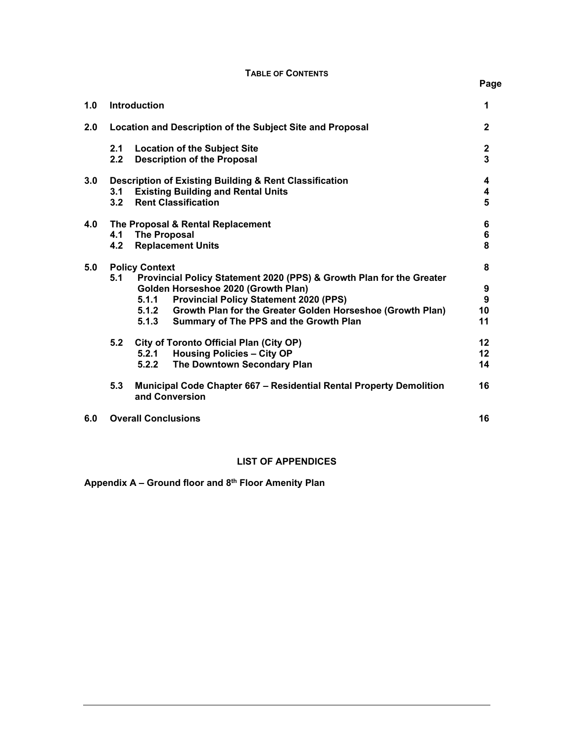**TABLE OF CONTENTS**

| | | Page |
|---|---|---|
| **1.0** | **Introduction** | **1** |
| **2.0** | **Location and Description of the Subject Site and Proposal** | **2** |
| | **2.1 Location of the Subject Site** | **2** |
| | **2.2 Description of the Proposal** | **3** |
| **3.0** | **Description of Existing Building & Rent Classification** | **4** |
| | **3.1 Existing Building and Rental Units** | **4** |
| | **3.2 Rent Classification** | **5** |
| **4.0** | **The Proposal & Rental Replacement** | **6** |
| | **4.1 The Proposal** | **6** |
| | **4.2 Replacement Units** | **8** |
| **5.0** | **Policy Context** | **8** |
| | **5.1 Provincial Policy Statement 2020 (PPS) & Growth Plan for the Greater Golden Horseshoe 2020 (Growth Plan)** | **9** |
| | **5.1.1 Provincial Policy Statement 2020 (PPS)** | **9** |
| | **5.1.2 Growth Plan for the Greater Golden Horseshoe (Growth Plan)** | **10** |
| | **5.1.3 Summary of The PPS and the Growth Plan** | **11** |
| | **5.2 City of Toronto Official Plan (City OP)** | **12** |
| | **5.2.1 Housing Policies – City OP** | **12** |
| | **5.2.2 The Downtown Secondary Plan** | **14** |
| | **5.3 Municipal Code Chapter 667 – Residential Rental Property Demolition and Conversion** | **16** |
| **6.0** | **Overall Conclusions** | **16** |

**LIST OF APPENDICES**

**Appendix A – Ground floor and 8th Floor Amenity Plan**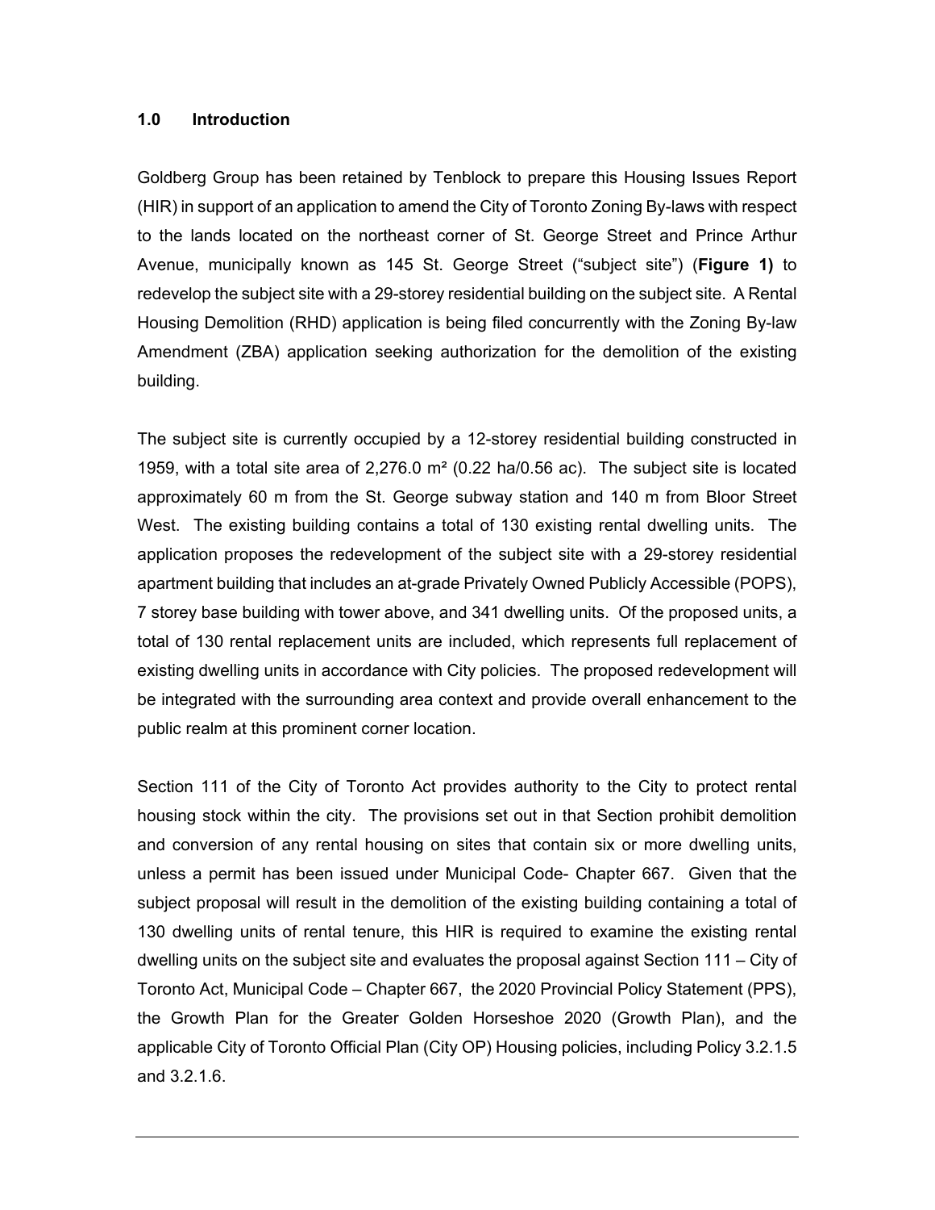## 1.0 Introduction

Goldberg Group has been retained by Tenblock to prepare this Housing Issues Report (HIR) in support of an application to amend the City of Toronto Zoning By-laws with respect to the lands located on the northeast corner of St. George Street and Prince Arthur Avenue, municipally known as 145 St. George Street ("subject site") (**Figure 1)** to redevelop the subject site with a 29-storey residential building on the subject site. A Rental Housing Demolition (RHD) application is being filed concurrently with the Zoning By-law Amendment (ZBA) application seeking authorization for the demolition of the existing building.

The subject site is currently occupied by a 12-storey residential building constructed in 1959, with a total site area of 2,276.0 m² (0.22 ha/0.56 ac). The subject site is located approximately 60 m from the St. George subway station and 140 m from Bloor Street West. The existing building contains a total of 130 existing rental dwelling units. The application proposes the redevelopment of the subject site with a 29-storey residential apartment building that includes an at-grade Privately Owned Publicly Accessible (POPS), 7 storey base building with tower above, and 341 dwelling units. Of the proposed units, a total of 130 rental replacement units are included, which represents full replacement of existing dwelling units in accordance with City policies. The proposed redevelopment will be integrated with the surrounding area context and provide overall enhancement to the public realm at this prominent corner location.

Section 111 of the City of Toronto Act provides authority to the City to protect rental housing stock within the city. The provisions set out in that Section prohibit demolition and conversion of any rental housing on sites that contain six or more dwelling units, unless a permit has been issued under Municipal Code- Chapter 667. Given that the subject proposal will result in the demolition of the existing building containing a total of 130 dwelling units of rental tenure, this HIR is required to examine the existing rental dwelling units on the subject site and evaluates the proposal against Section 111 – City of Toronto Act, Municipal Code – Chapter 667, the 2020 Provincial Policy Statement (PPS), the Growth Plan for the Greater Golden Horseshoe 2020 (Growth Plan), and the applicable City of Toronto Official Plan (City OP) Housing policies, including Policy 3.2.1.5 and 3.2.1.6.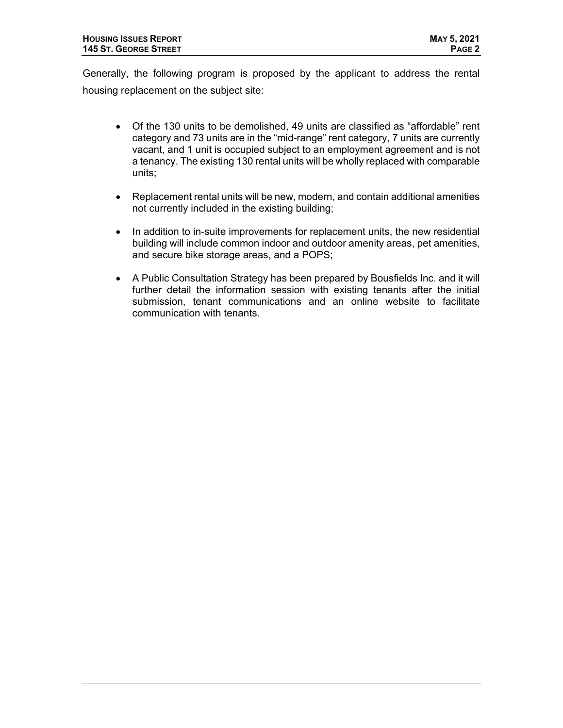Generally, the following program is proposed by the applicant to address the rental housing replacement on the subject site:

- Of the 130 units to be demolished, 49 units are classified as "affordable" rent category and 73 units are in the "mid-range" rent category, 7 units are currently vacant, and 1 unit is occupied subject to an employment agreement and is not a tenancy. The existing 130 rental units will be wholly replaced with comparable units;

- Replacement rental units will be new, modern, and contain additional amenities not currently included in the existing building;

- In addition to in-suite improvements for replacement units, the new residential building will include common indoor and outdoor amenity areas, pet amenities, and secure bike storage areas, and a POPS;

- A Public Consultation Strategy has been prepared by Bousfields Inc. and it will further detail the information session with existing tenants after the initial submission, tenant communications and an online website to facilitate communication with tenants.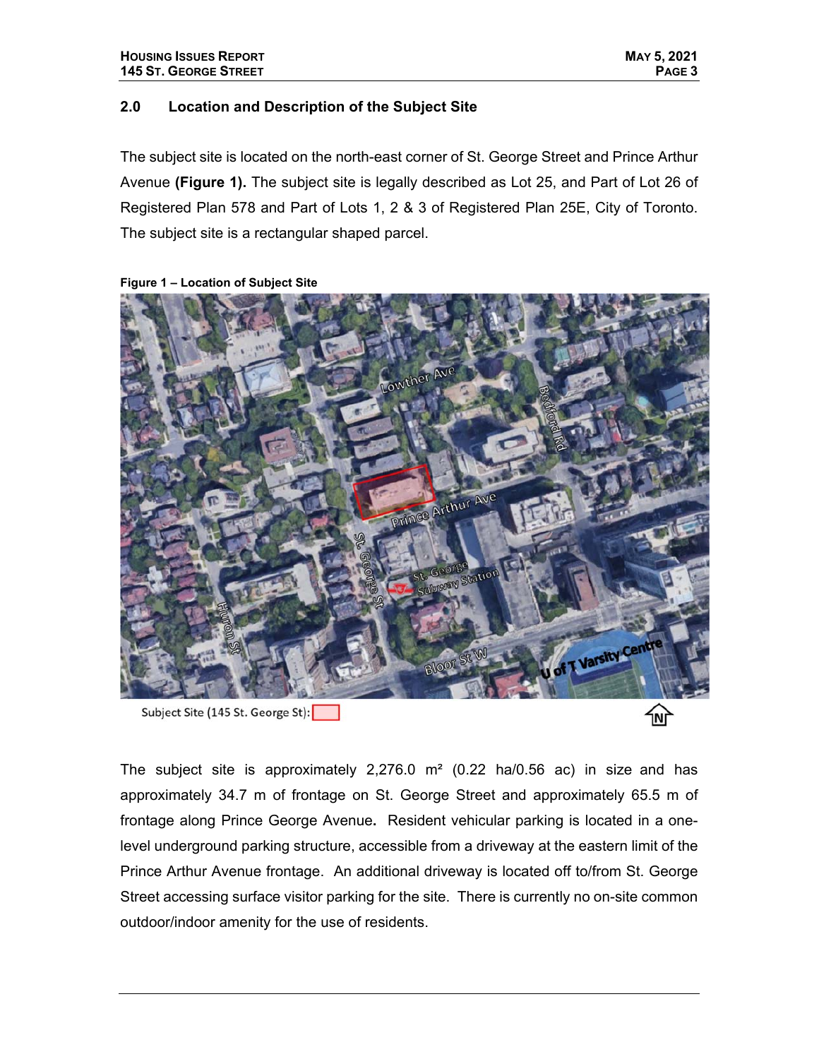## 2.0 Location and Description of the Subject Site

The subject site is located on the north-east corner of St. George Street and Prince Arthur Avenue **(Figure 1).** The subject site is legally described as Lot 25, and Part of Lot 26 of Registered Plan 578 and Part of Lots 1, 2 & 3 of Registered Plan 25E, City of Toronto. The subject site is a rectangular shaped parcel.

**Figure 1 – Location of Subject Site**

Subject Site (145 St. George St):

The subject site is approximately 2,276.0 m² (0.22 ha/0.56 ac) in size and has approximately 34.7 m of frontage on St. George Street and approximately 65.5 m of frontage along Prince George Avenue**.** Resident vehicular parking is located in a one-level underground parking structure, accessible from a driveway at the eastern limit of the Prince Arthur Avenue frontage. An additional driveway is located off to/from St. George Street accessing surface visitor parking for the site. There is currently no on-site common outdoor/indoor amenity for the use of residents.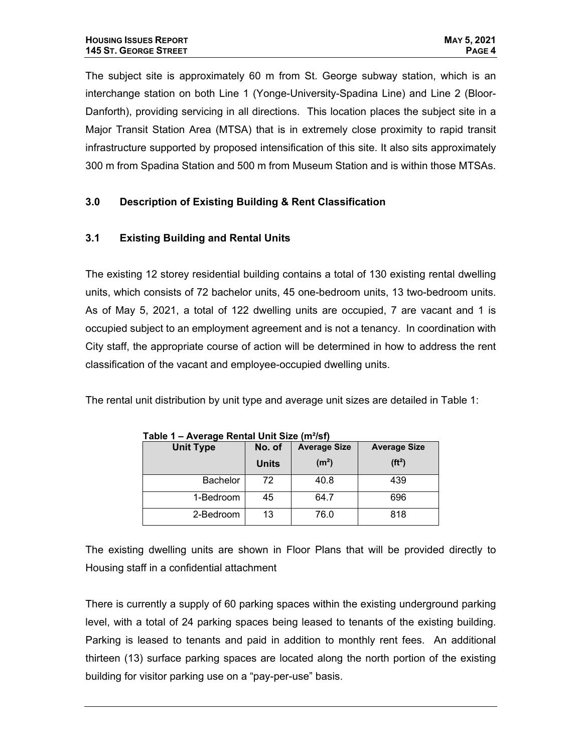The subject site is approximately 60 m from St. George subway station, which is an interchange station on both Line 1 (Yonge-University-Spadina Line) and Line 2 (Bloor-Danforth), providing servicing in all directions. This location places the subject site in a Major Transit Station Area (MTSA) that is in extremely close proximity to rapid transit infrastructure supported by proposed intensification of this site. It also sits approximately 300 m from Spadina Station and 500 m from Museum Station and is within those MTSAs.

## 3.0 Description of Existing Building & Rent Classification

### 3.1 Existing Building and Rental Units

The existing 12 storey residential building contains a total of 130 existing rental dwelling units, which consists of 72 bachelor units, 45 one-bedroom units, 13 two-bedroom units. As of May 5, 2021, a total of 122 dwelling units are occupied, 7 are vacant and 1 is occupied subject to an employment agreement and is not a tenancy. In coordination with City staff, the appropriate course of action will be determined in how to address the rent classification of the vacant and employee-occupied dwelling units.

The rental unit distribution by unit type and average unit sizes are detailed in Table 1:

**Table 1 – Average Rental Unit Size (m²/sf)**

| Unit Type | No. of Units | Average Size (m²) | Average Size (ft²) |
|---|---|---|---|
| Bachelor | 72 | 40.8 | 439 |
| 1-Bedroom | 45 | 64.7 | 696 |
| 2-Bedroom | 13 | 76.0 | 818 |

The existing dwelling units are shown in Floor Plans that will be provided directly to Housing staff in a confidential attachment

There is currently a supply of 60 parking spaces within the existing underground parking level, with a total of 24 parking spaces being leased to tenants of the existing building. Parking is leased to tenants and paid in addition to monthly rent fees. An additional thirteen (13) surface parking spaces are located along the north portion of the existing building for visitor parking use on a "pay-per-use" basis.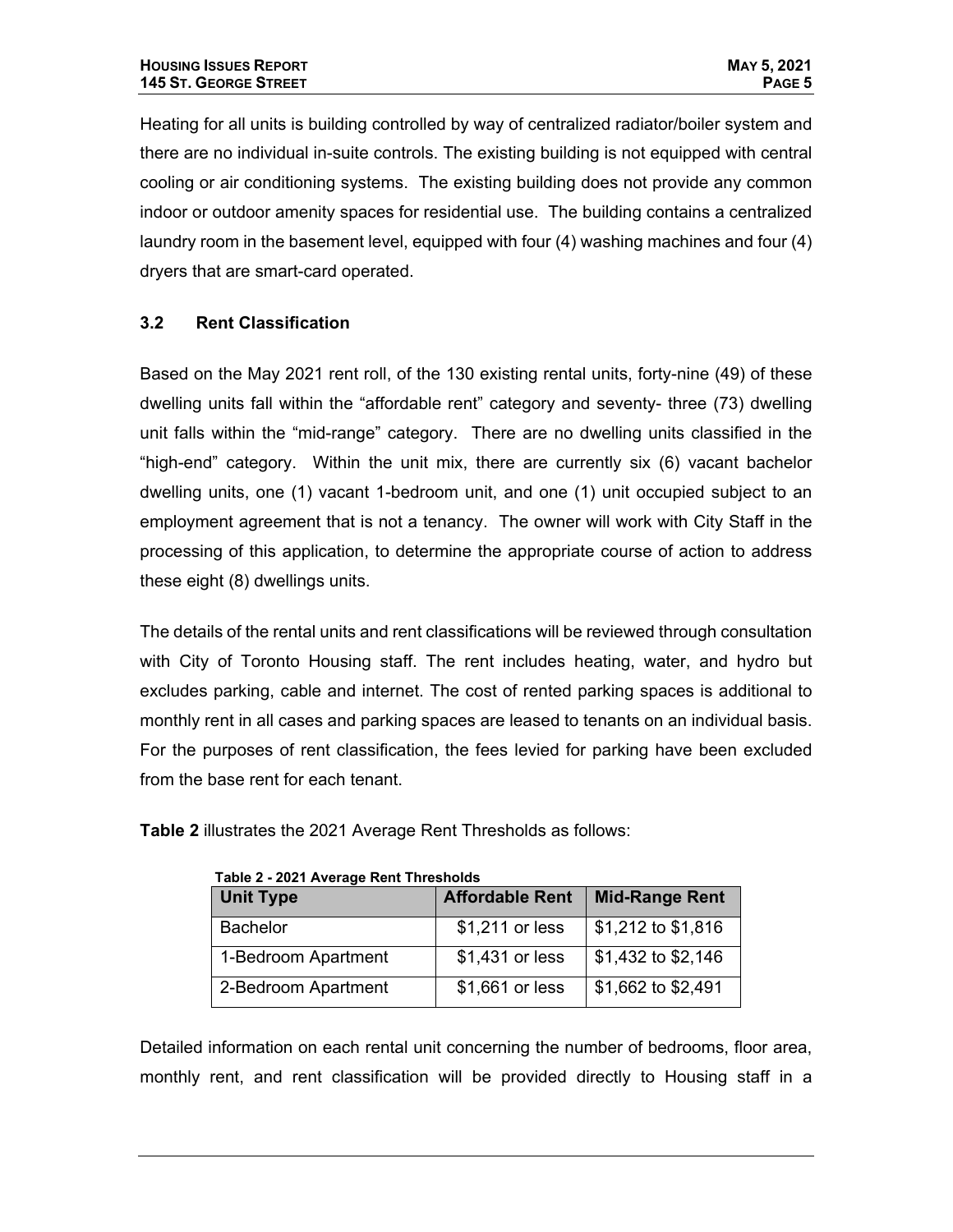Heating for all units is building controlled by way of centralized radiator/boiler system and there are no individual in-suite controls. The existing building is not equipped with central cooling or air conditioning systems. The existing building does not provide any common indoor or outdoor amenity spaces for residential use. The building contains a centralized laundry room in the basement level, equipped with four (4) washing machines and four (4) dryers that are smart-card operated.

### 3.2 Rent Classification

Based on the May 2021 rent roll, of the 130 existing rental units, forty-nine (49) of these dwelling units fall within the "affordable rent" category and seventy- three (73) dwelling unit falls within the "mid-range" category. There are no dwelling units classified in the "high-end" category. Within the unit mix, there are currently six (6) vacant bachelor dwelling units, one (1) vacant 1-bedroom unit, and one (1) unit occupied subject to an employment agreement that is not a tenancy. The owner will work with City Staff in the processing of this application, to determine the appropriate course of action to address these eight (8) dwellings units.

The details of the rental units and rent classifications will be reviewed through consultation with City of Toronto Housing staff. The rent includes heating, water, and hydro but excludes parking, cable and internet. The cost of rented parking spaces is additional to monthly rent in all cases and parking spaces are leased to tenants on an individual basis. For the purposes of rent classification, the fees levied for parking have been excluded from the base rent for each tenant.

**Table 2** illustrates the 2021 Average Rent Thresholds as follows:

**Table 2 - 2021 Average Rent Thresholds**

| Unit Type | Affordable Rent | Mid-Range Rent |
|---|---|---|
| Bachelor | $1,211 or less | $1,212 to $1,816 |
| 1-Bedroom Apartment | $1,431 or less | $1,432 to $2,146 |
| 2-Bedroom Apartment | $1,661 or less | $1,662 to $2,491 |

Detailed information on each rental unit concerning the number of bedrooms, floor area, monthly rent, and rent classification will be provided directly to Housing staff in a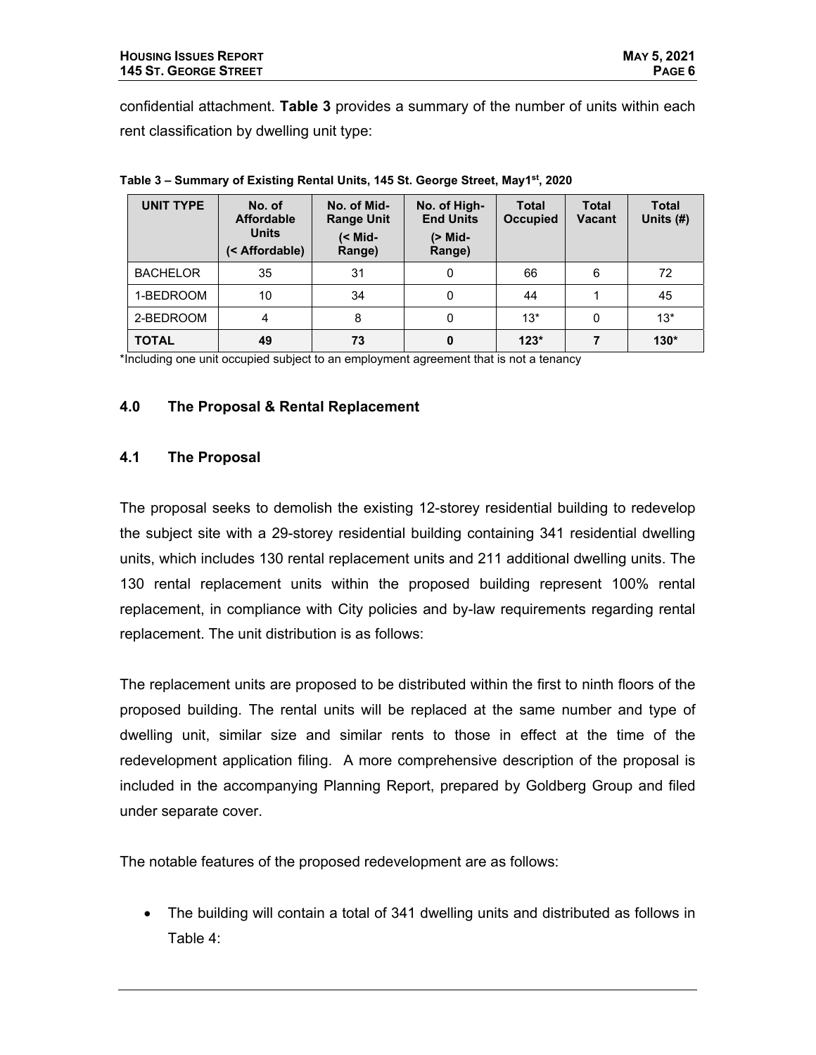confidential attachment. **Table 3** provides a summary of the number of units within each rent classification by dwelling unit type:

**Table 3 – Summary of Existing Rental Units, 145 St. George Street, May1st, 2020**

| UNIT TYPE | No. of Affordable Units (< Affordable) | No. of Mid-Range Unit (< Mid-Range) | No. of High-End Units (> Mid-Range) | Total Occupied | Total Vacant | Total Units (#) |
|---|---|---|---|---|---|---|
| BACHELOR | 35 | 31 | 0 | 66 | 6 | 72 |
| 1-BEDROOM | 10 | 34 | 0 | 44 | 1 | 45 |
| 2-BEDROOM | 4 | 8 | 0 | 13* | 0 | 13* |
| **TOTAL** | **49** | **73** | **0** | **123*** | **7** | **130*** |

*Including one unit occupied subject to an employment agreement that is not a tenancy

## 4.0 The Proposal & Rental Replacement

### 4.1 The Proposal

The proposal seeks to demolish the existing 12-storey residential building to redevelop the subject site with a 29-storey residential building containing 341 residential dwelling units, which includes 130 rental replacement units and 211 additional dwelling units. The 130 rental replacement units within the proposed building represent 100% rental replacement, in compliance with City policies and by-law requirements regarding rental replacement. The unit distribution is as follows:

The replacement units are proposed to be distributed within the first to ninth floors of the proposed building. The rental units will be replaced at the same number and type of dwelling unit, similar size and similar rents to those in effect at the time of the redevelopment application filing. A more comprehensive description of the proposal is included in the accompanying Planning Report, prepared by Goldberg Group and filed under separate cover.

The notable features of the proposed redevelopment are as follows:

- The building will contain a total of 341 dwelling units and distributed as follows in Table 4: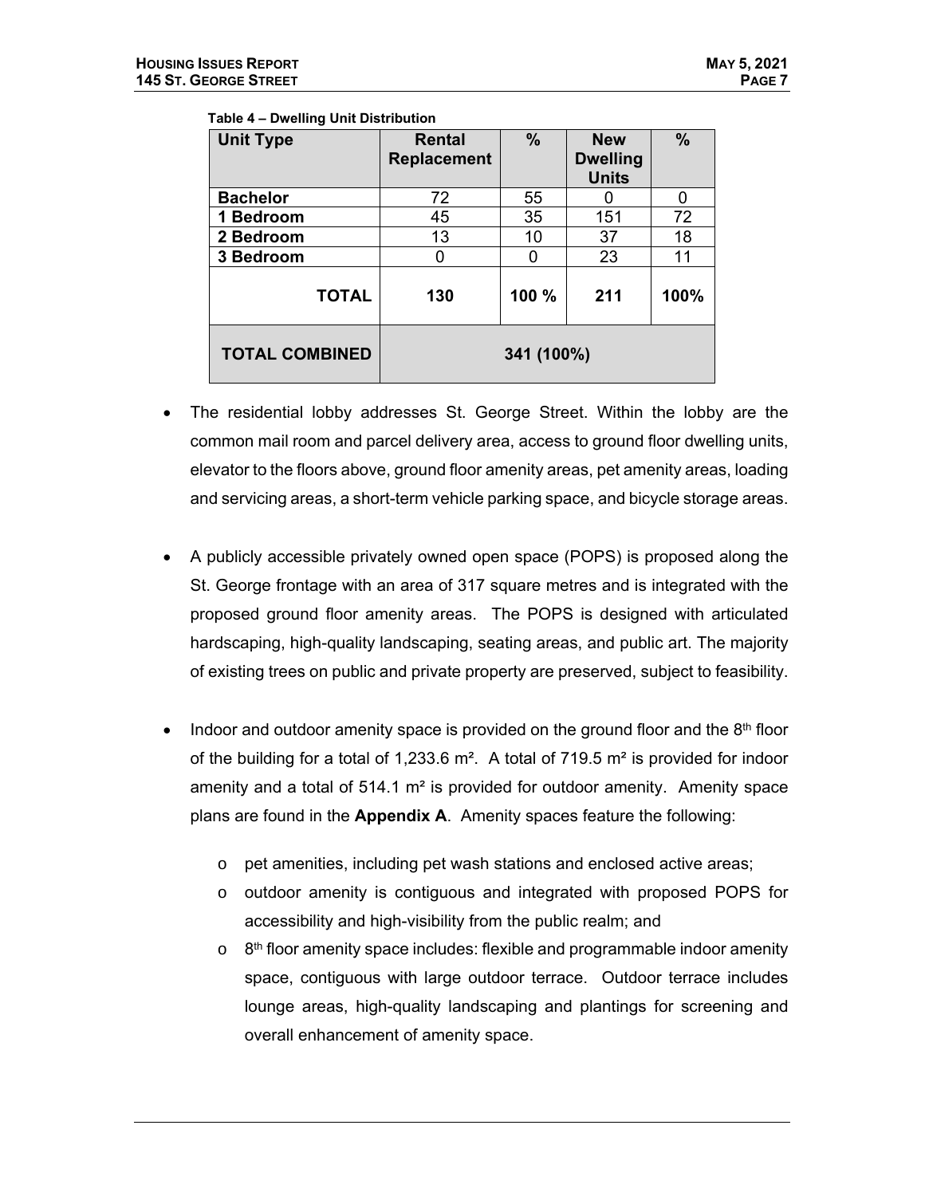**Table 4 – Dwelling Unit Distribution**

| Unit Type | Rental Replacement | % | New Dwelling Units | % |
|---|---|---|---|---|
| **Bachelor** | 72 | 55 | 0 | 0 |
| **1 Bedroom** | 45 | 35 | 151 | 72 |
| **2 Bedroom** | 13 | 10 | 37 | 18 |
| **3 Bedroom** | 0 | 0 | 23 | 11 |
| **TOTAL** | **130** | **100 %** | **211** | **100%** |
| **TOTAL COMBINED** | **341 (100%)** | | | |

- The residential lobby addresses St. George Street. Within the lobby are the common mail room and parcel delivery area, access to ground floor dwelling units, elevator to the floors above, ground floor amenity areas, pet amenity areas, loading and servicing areas, a short-term vehicle parking space, and bicycle storage areas.

- A publicly accessible privately owned open space (POPS) is proposed along the St. George frontage with an area of 317 square metres and is integrated with the proposed ground floor amenity areas. The POPS is designed with articulated hardscaping, high-quality landscaping, seating areas, and public art. The majority of existing trees on public and private property are preserved, subject to feasibility.

- Indoor and outdoor amenity space is provided on the ground floor and the 8th floor of the building for a total of 1,233.6 m². A total of 719.5 m² is provided for indoor amenity and a total of 514.1 m² is provided for outdoor amenity. Amenity space plans are found in the **Appendix A**. Amenity spaces feature the following:

  - pet amenities, including pet wash stations and enclosed active areas;
  - outdoor amenity is contiguous and integrated with proposed POPS for accessibility and high-visibility from the public realm; and
  - 8th floor amenity space includes: flexible and programmable indoor amenity space, contiguous with large outdoor terrace. Outdoor terrace includes lounge areas, high-quality landscaping and plantings for screening and overall enhancement of amenity space.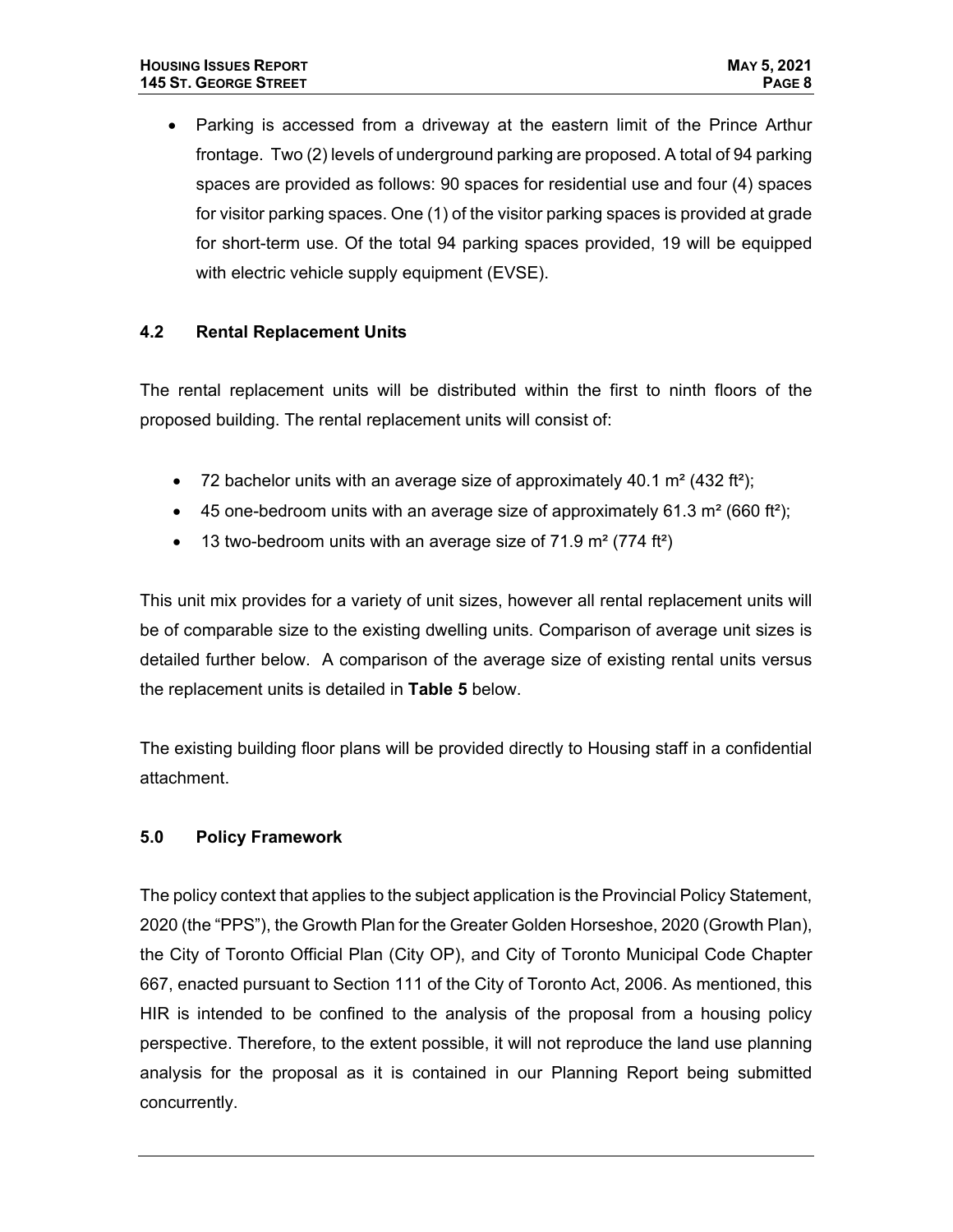- Parking is accessed from a driveway at the eastern limit of the Prince Arthur frontage. Two (2) levels of underground parking are proposed. A total of 94 parking spaces are provided as follows: 90 spaces for residential use and four (4) spaces for visitor parking spaces. One (1) of the visitor parking spaces is provided at grade for short-term use. Of the total 94 parking spaces provided, 19 will be equipped with electric vehicle supply equipment (EVSE).

### 4.2 Rental Replacement Units

The rental replacement units will be distributed within the first to ninth floors of the proposed building. The rental replacement units will consist of:

- 72 bachelor units with an average size of approximately 40.1 m² (432 ft²);
- 45 one-bedroom units with an average size of approximately 61.3 m² (660 ft²);
- 13 two-bedroom units with an average size of 71.9 m² (774 ft²)

This unit mix provides for a variety of unit sizes, however all rental replacement units will be of comparable size to the existing dwelling units. Comparison of average unit sizes is detailed further below. A comparison of the average size of existing rental units versus the replacement units is detailed in **Table 5** below.

The existing building floor plans will be provided directly to Housing staff in a confidential attachment.

## 5.0 Policy Framework

The policy context that applies to the subject application is the Provincial Policy Statement, 2020 (the "PPS"), the Growth Plan for the Greater Golden Horseshoe, 2020 (Growth Plan), the City of Toronto Official Plan (City OP), and City of Toronto Municipal Code Chapter 667, enacted pursuant to Section 111 of the City of Toronto Act, 2006. As mentioned, this HIR is intended to be confined to the analysis of the proposal from a housing policy perspective. Therefore, to the extent possible, it will not reproduce the land use planning analysis for the proposal as it is contained in our Planning Report being submitted concurrently.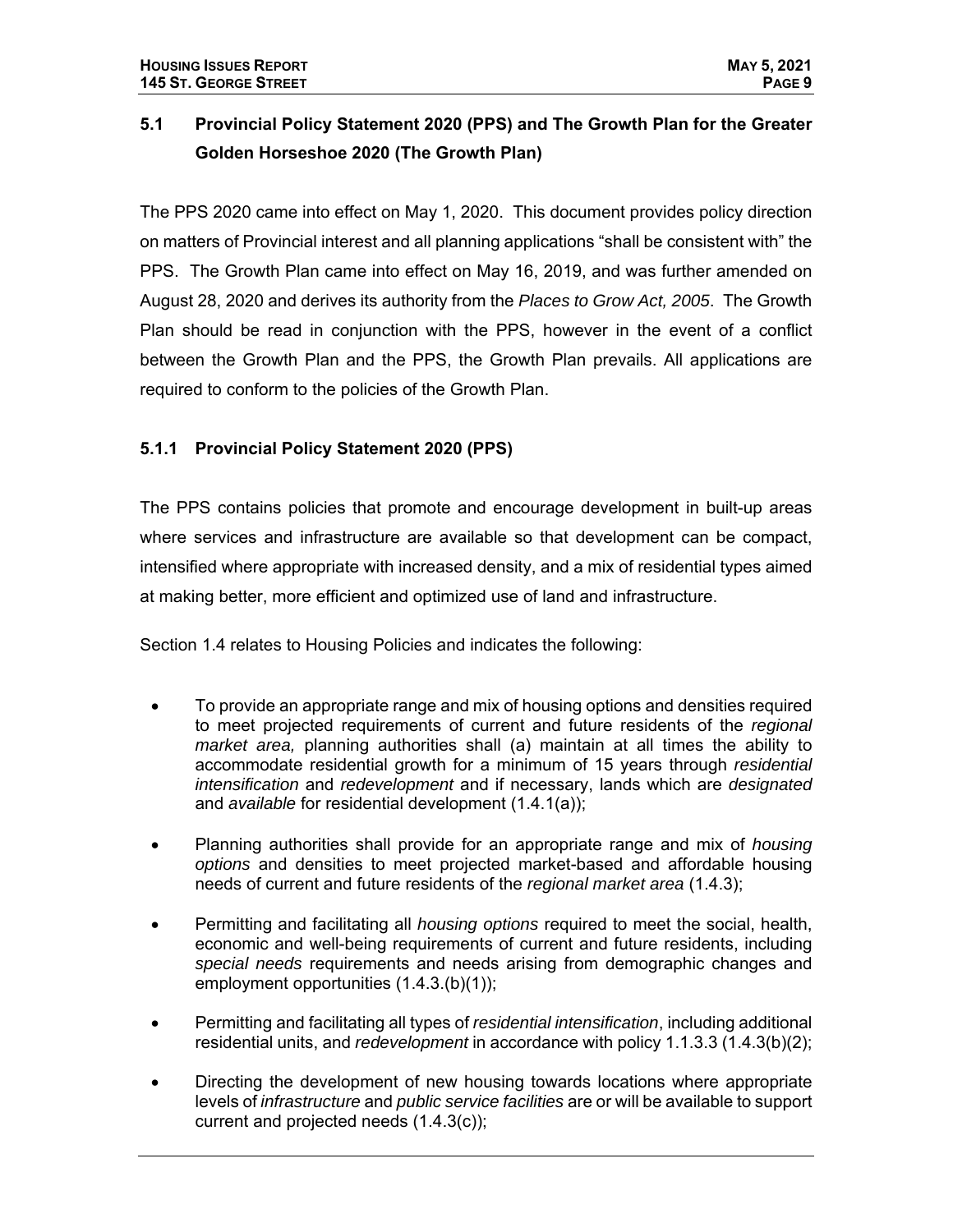## 5.1 Provincial Policy Statement 2020 (PPS) and The Growth Plan for the Greater Golden Horseshoe 2020 (The Growth Plan)

The PPS 2020 came into effect on May 1, 2020. This document provides policy direction on matters of Provincial interest and all planning applications "shall be consistent with" the PPS. The Growth Plan came into effect on May 16, 2019, and was further amended on August 28, 2020 and derives its authority from the *Places to Grow Act, 2005*. The Growth Plan should be read in conjunction with the PPS, however in the event of a conflict between the Growth Plan and the PPS, the Growth Plan prevails. All applications are required to conform to the policies of the Growth Plan.

### 5.1.1 Provincial Policy Statement 2020 (PPS)

The PPS contains policies that promote and encourage development in built-up areas where services and infrastructure are available so that development can be compact, intensified where appropriate with increased density, and a mix of residential types aimed at making better, more efficient and optimized use of land and infrastructure.

Section 1.4 relates to Housing Policies and indicates the following:

- To provide an appropriate range and mix of housing options and densities required to meet projected requirements of current and future residents of the *regional market area,* planning authorities shall (a) maintain at all times the ability to accommodate residential growth for a minimum of 15 years through *residential intensification* and *redevelopment* and if necessary, lands which are *designated* and *available* for residential development (1.4.1(a));
- Planning authorities shall provide for an appropriate range and mix of *housing options* and densities to meet projected market-based and affordable housing needs of current and future residents of the *regional market area* (1.4.3);
- Permitting and facilitating all *housing options* required to meet the social, health, economic and well-being requirements of current and future residents, including *special needs* requirements and needs arising from demographic changes and employment opportunities (1.4.3.(b)(1));
- Permitting and facilitating all types of *residential intensification*, including additional residential units, and *redevelopment* in accordance with policy 1.1.3.3 (1.4.3(b)(2);
- Directing the development of new housing towards locations where appropriate levels of *infrastructure* and *public service facilities* are or will be available to support current and projected needs (1.4.3(c));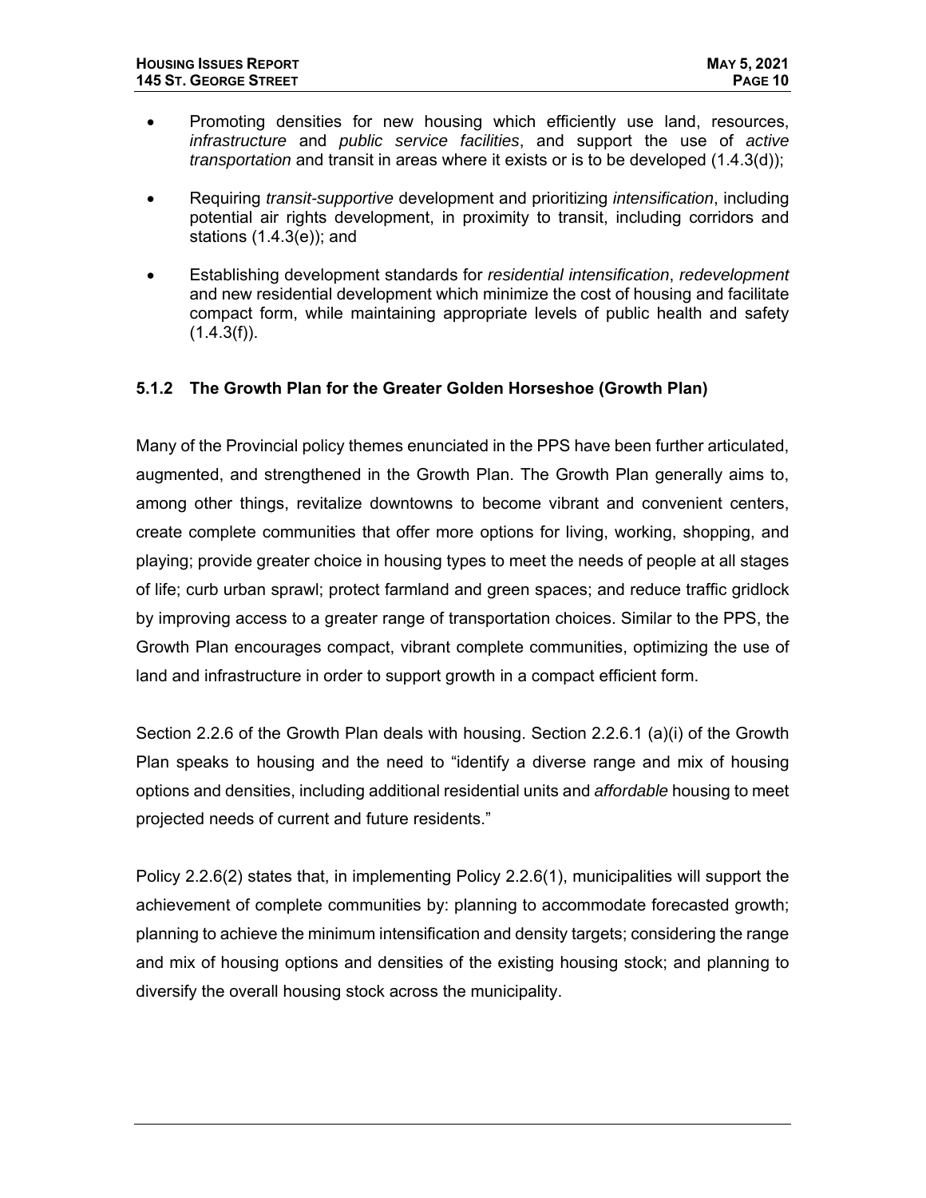- Promoting densities for new housing which efficiently use land, resources, *infrastructure* and *public service facilities*, and support the use of *active transportation* and transit in areas where it exists or is to be developed (1.4.3(d));

- Requiring *transit-supportive* development and prioritizing *intensification*, including potential air rights development, in proximity to transit, including corridors and stations (1.4.3(e)); and

- Establishing development standards for *residential intensification*, *redevelopment* and new residential development which minimize the cost of housing and facilitate compact form, while maintaining appropriate levels of public health and safety (1.4.3(f)).

### 5.1.2 The Growth Plan for the Greater Golden Horseshoe (Growth Plan)

Many of the Provincial policy themes enunciated in the PPS have been further articulated, augmented, and strengthened in the Growth Plan. The Growth Plan generally aims to, among other things, revitalize downtowns to become vibrant and convenient centers, create complete communities that offer more options for living, working, shopping, and playing; provide greater choice in housing types to meet the needs of people at all stages of life; curb urban sprawl; protect farmland and green spaces; and reduce traffic gridlock by improving access to a greater range of transportation choices. Similar to the PPS, the Growth Plan encourages compact, vibrant complete communities, optimizing the use of land and infrastructure in order to support growth in a compact efficient form.

Section 2.2.6 of the Growth Plan deals with housing. Section 2.2.6.1 (a)(i) of the Growth Plan speaks to housing and the need to "identify a diverse range and mix of housing options and densities, including additional residential units and *affordable* housing to meet projected needs of current and future residents."

Policy 2.2.6(2) states that, in implementing Policy 2.2.6(1), municipalities will support the achievement of complete communities by: planning to accommodate forecasted growth; planning to achieve the minimum intensification and density targets; considering the range and mix of housing options and densities of the existing housing stock; and planning to diversify the overall housing stock across the municipality.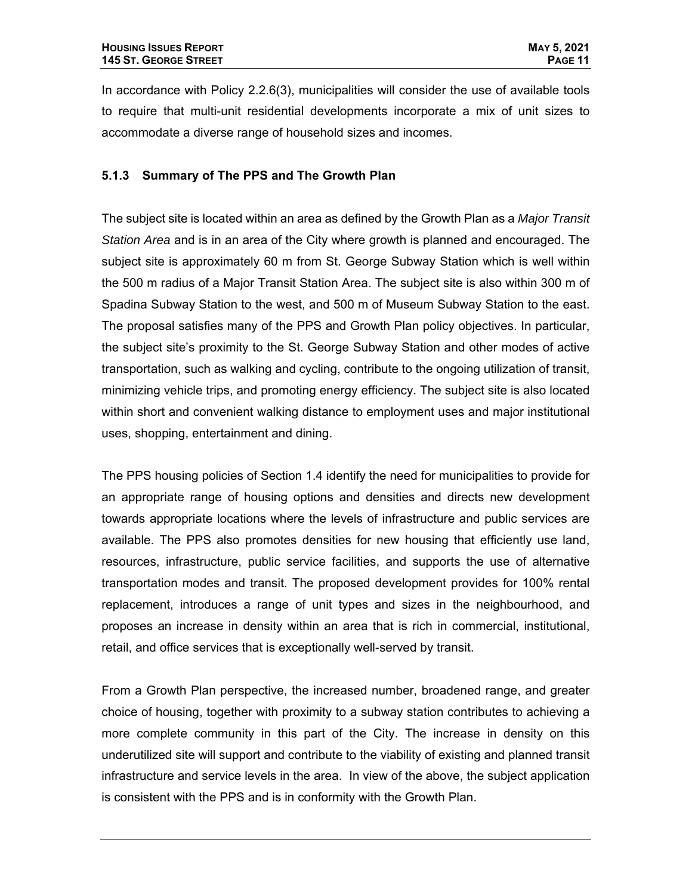In accordance with Policy 2.2.6(3), municipalities will consider the use of available tools to require that multi-unit residential developments incorporate a mix of unit sizes to accommodate a diverse range of household sizes and incomes.

### 5.1.3 Summary of The PPS and The Growth Plan

The subject site is located within an area as defined by the Growth Plan as a *Major Transit Station Area* and is in an area of the City where growth is planned and encouraged. The subject site is approximately 60 m from St. George Subway Station which is well within the 500 m radius of a Major Transit Station Area. The subject site is also within 300 m of Spadina Subway Station to the west, and 500 m of Museum Subway Station to the east. The proposal satisfies many of the PPS and Growth Plan policy objectives. In particular, the subject site's proximity to the St. George Subway Station and other modes of active transportation, such as walking and cycling, contribute to the ongoing utilization of transit, minimizing vehicle trips, and promoting energy efficiency. The subject site is also located within short and convenient walking distance to employment uses and major institutional uses, shopping, entertainment and dining.

The PPS housing policies of Section 1.4 identify the need for municipalities to provide for an appropriate range of housing options and densities and directs new development towards appropriate locations where the levels of infrastructure and public services are available. The PPS also promotes densities for new housing that efficiently use land, resources, infrastructure, public service facilities, and supports the use of alternative transportation modes and transit. The proposed development provides for 100% rental replacement, introduces a range of unit types and sizes in the neighbourhood, and proposes an increase in density within an area that is rich in commercial, institutional, retail, and office services that is exceptionally well-served by transit.

From a Growth Plan perspective, the increased number, broadened range, and greater choice of housing, together with proximity to a subway station contributes to achieving a more complete community in this part of the City. The increase in density on this underutilized site will support and contribute to the viability of existing and planned transit infrastructure and service levels in the area. In view of the above, the subject application is consistent with the PPS and is in conformity with the Growth Plan.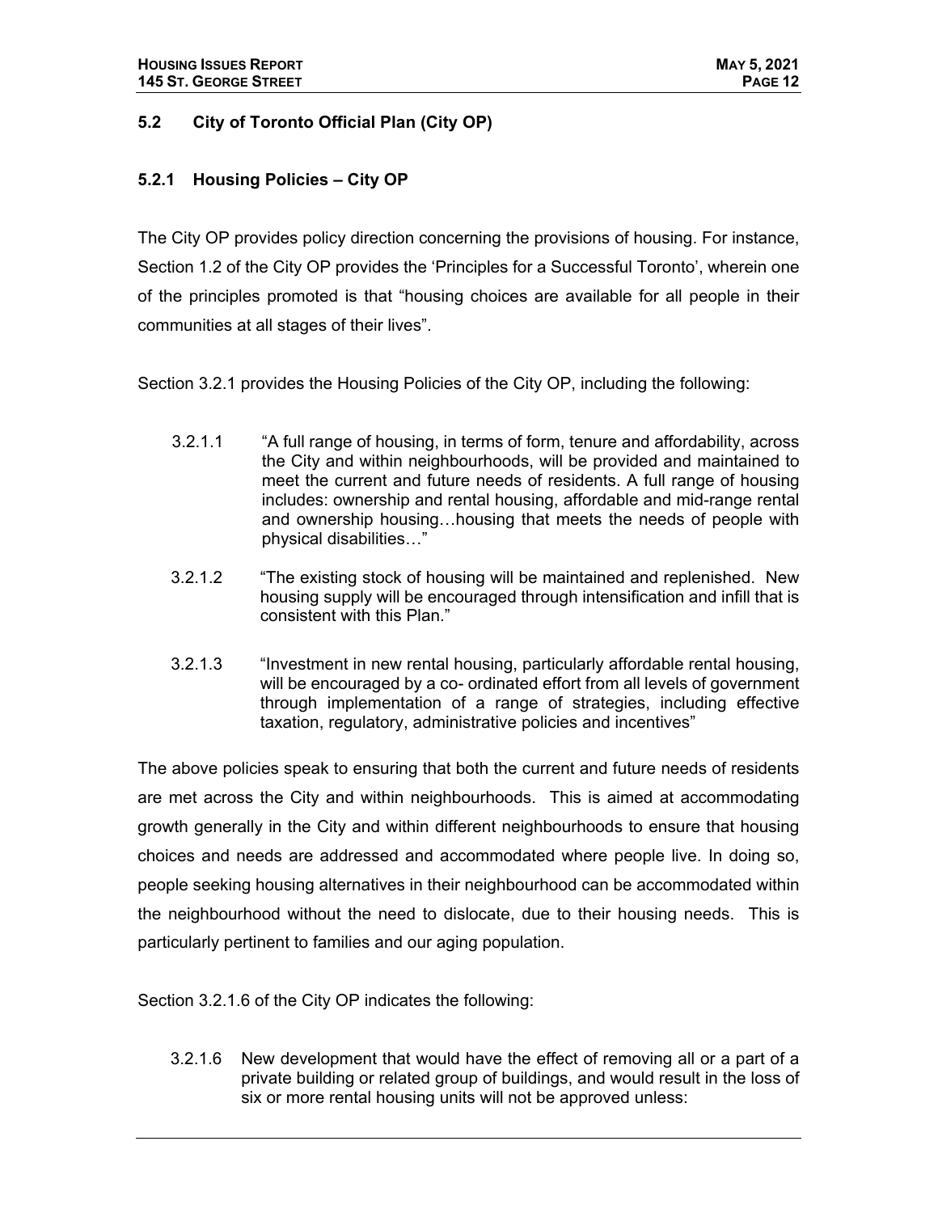## 5.2 City of Toronto Official Plan (City OP)

### 5.2.1 Housing Policies – City OP

The City OP provides policy direction concerning the provisions of housing. For instance, Section 1.2 of the City OP provides the 'Principles for a Successful Toronto', wherein one of the principles promoted is that "housing choices are available for all people in their communities at all stages of their lives".

Section 3.2.1 provides the Housing Policies of the City OP, including the following:

> 3.2.1.1 "A full range of housing, in terms of form, tenure and affordability, across the City and within neighbourhoods, will be provided and maintained to meet the current and future needs of residents. A full range of housing includes: ownership and rental housing, affordable and mid-range rental and ownership housing…housing that meets the needs of people with physical disabilities…"
>
> 3.2.1.2 "The existing stock of housing will be maintained and replenished. New housing supply will be encouraged through intensification and infill that is consistent with this Plan."
>
> 3.2.1.3 "Investment in new rental housing, particularly affordable rental housing, will be encouraged by a co- ordinated effort from all levels of government through implementation of a range of strategies, including effective taxation, regulatory, administrative policies and incentives"

The above policies speak to ensuring that both the current and future needs of residents are met across the City and within neighbourhoods. This is aimed at accommodating growth generally in the City and within different neighbourhoods to ensure that housing choices and needs are addressed and accommodated where people live. In doing so, people seeking housing alternatives in their neighbourhood can be accommodated within the neighbourhood without the need to dislocate, due to their housing needs. This is particularly pertinent to families and our aging population.

Section 3.2.1.6 of the City OP indicates the following:

> 3.2.1.6 New development that would have the effect of removing all or a part of a private building or related group of buildings, and would result in the loss of six or more rental housing units will not be approved unless: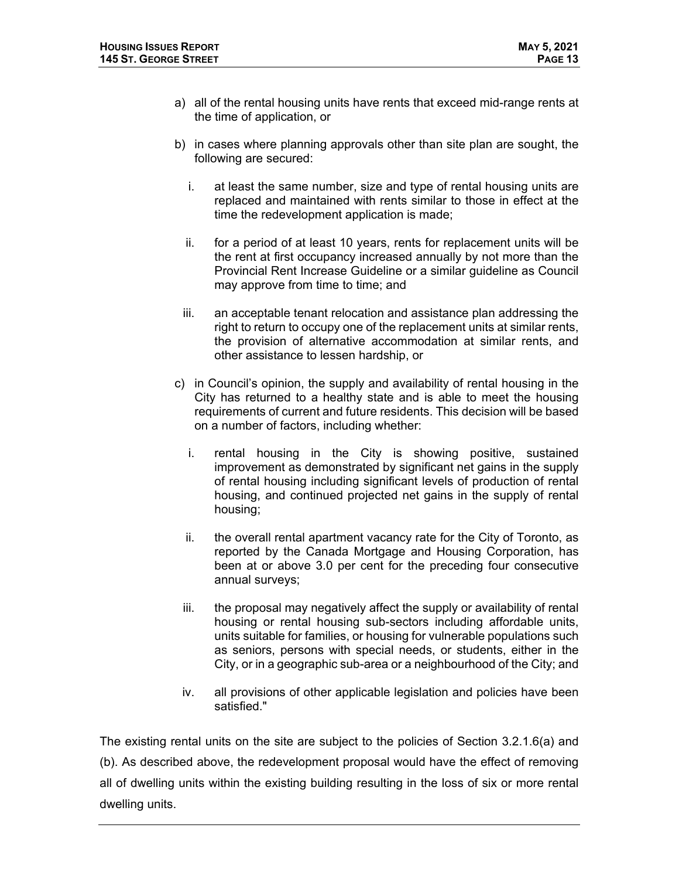a) all of the rental housing units have rents that exceed mid-range rents at the time of application, or

b) in cases where planning approvals other than site plan are sought, the following are secured:

   i. at least the same number, size and type of rental housing units are replaced and maintained with rents similar to those in effect at the time the redevelopment application is made;

   ii. for a period of at least 10 years, rents for replacement units will be the rent at first occupancy increased annually by not more than the Provincial Rent Increase Guideline or a similar guideline as Council may approve from time to time; and

   iii. an acceptable tenant relocation and assistance plan addressing the right to return to occupy one of the replacement units at similar rents, the provision of alternative accommodation at similar rents, and other assistance to lessen hardship, or

c) in Council's opinion, the supply and availability of rental housing in the City has returned to a healthy state and is able to meet the housing requirements of current and future residents. This decision will be based on a number of factors, including whether:

   i. rental housing in the City is showing positive, sustained improvement as demonstrated by significant net gains in the supply of rental housing including significant levels of production of rental housing, and continued projected net gains in the supply of rental housing;

   ii. the overall rental apartment vacancy rate for the City of Toronto, as reported by the Canada Mortgage and Housing Corporation, has been at or above 3.0 per cent for the preceding four consecutive annual surveys;

   iii. the proposal may negatively affect the supply or availability of rental housing or rental housing sub-sectors including affordable units, units suitable for families, or housing for vulnerable populations such as seniors, persons with special needs, or students, either in the City, or in a geographic sub-area or a neighbourhood of the City; and

   iv. all provisions of other applicable legislation and policies have been satisfied."

The existing rental units on the site are subject to the policies of Section 3.2.1.6(a) and (b). As described above, the redevelopment proposal would have the effect of removing all of dwelling units within the existing building resulting in the loss of six or more rental dwelling units.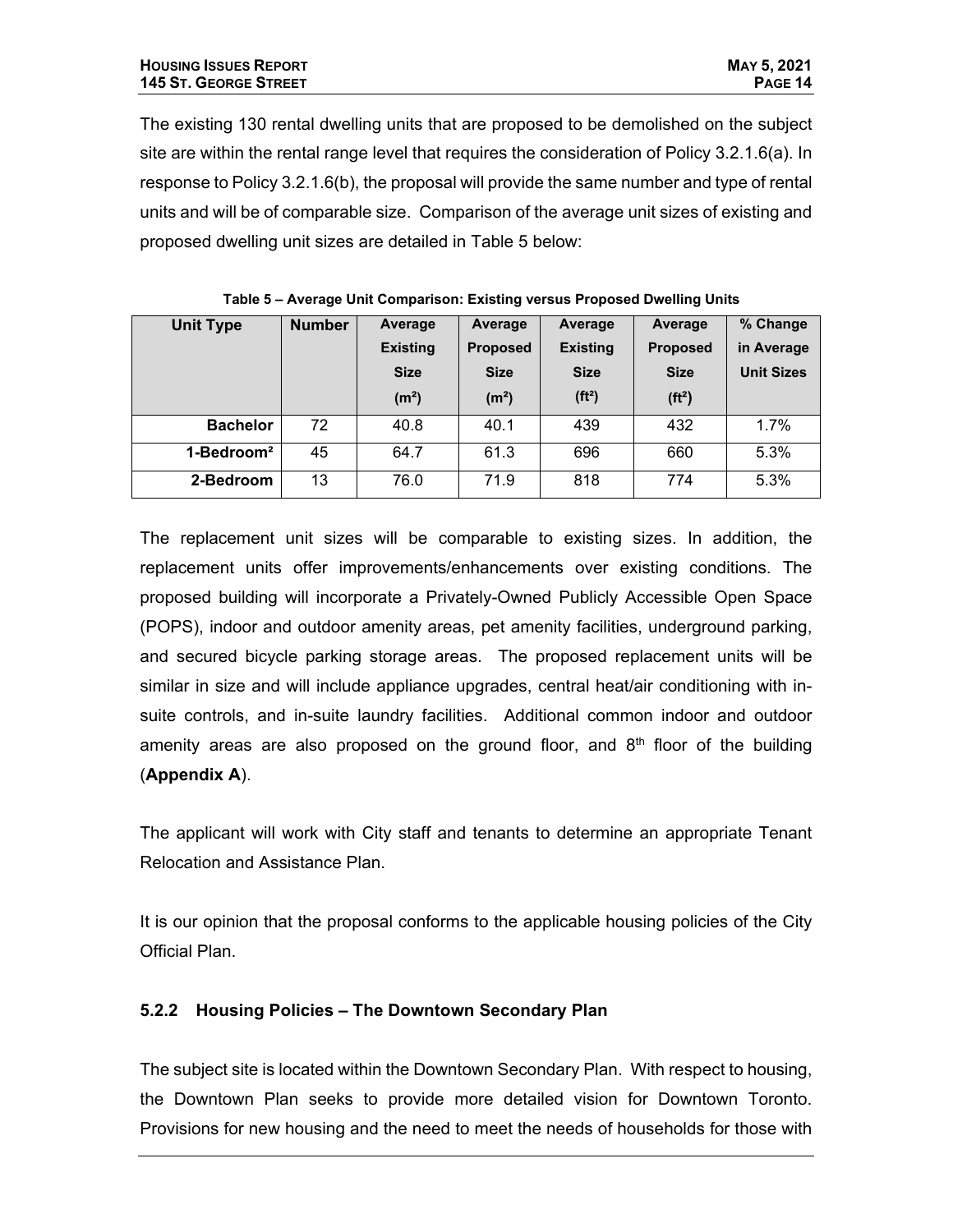The existing 130 rental dwelling units that are proposed to be demolished on the subject site are within the rental range level that requires the consideration of Policy 3.2.1.6(a). In response to Policy 3.2.1.6(b), the proposal will provide the same number and type of rental units and will be of comparable size. Comparison of the average unit sizes of existing and proposed dwelling unit sizes are detailed in Table 5 below:

**Table 5 – Average Unit Comparison: Existing versus Proposed Dwelling Units**

| Unit Type | Number | Average Existing Size ($m^2$) | Average Proposed Size ($m^2$) | Average Existing Size ($ft^2$) | Average Proposed Size ($ft^2$) | % Change in Average Unit Sizes |
|---|---|---|---|---|---|---|
| **Bachelor** | 72 | 40.8 | 40.1 | 439 | 432 | 1.7% |
| **1-Bedroom²** | 45 | 64.7 | 61.3 | 696 | 660 | 5.3% |
| **2-Bedroom** | 13 | 76.0 | 71.9 | 818 | 774 | 5.3% |

The replacement unit sizes will be comparable to existing sizes. In addition, the replacement units offer improvements/enhancements over existing conditions. The proposed building will incorporate a Privately-Owned Publicly Accessible Open Space (POPS), indoor and outdoor amenity areas, pet amenity facilities, underground parking, and secured bicycle parking storage areas. The proposed replacement units will be similar in size and will include appliance upgrades, central heat/air conditioning with in-suite controls, and in-suite laundry facilities. Additional common indoor and outdoor amenity areas are also proposed on the ground floor, and 8th floor of the building (**Appendix A**).

The applicant will work with City staff and tenants to determine an appropriate Tenant Relocation and Assistance Plan.

It is our opinion that the proposal conforms to the applicable housing policies of the City Official Plan.

### 5.2.2 Housing Policies – The Downtown Secondary Plan

The subject site is located within the Downtown Secondary Plan. With respect to housing, the Downtown Plan seeks to provide more detailed vision for Downtown Toronto. Provisions for new housing and the need to meet the needs of households for those with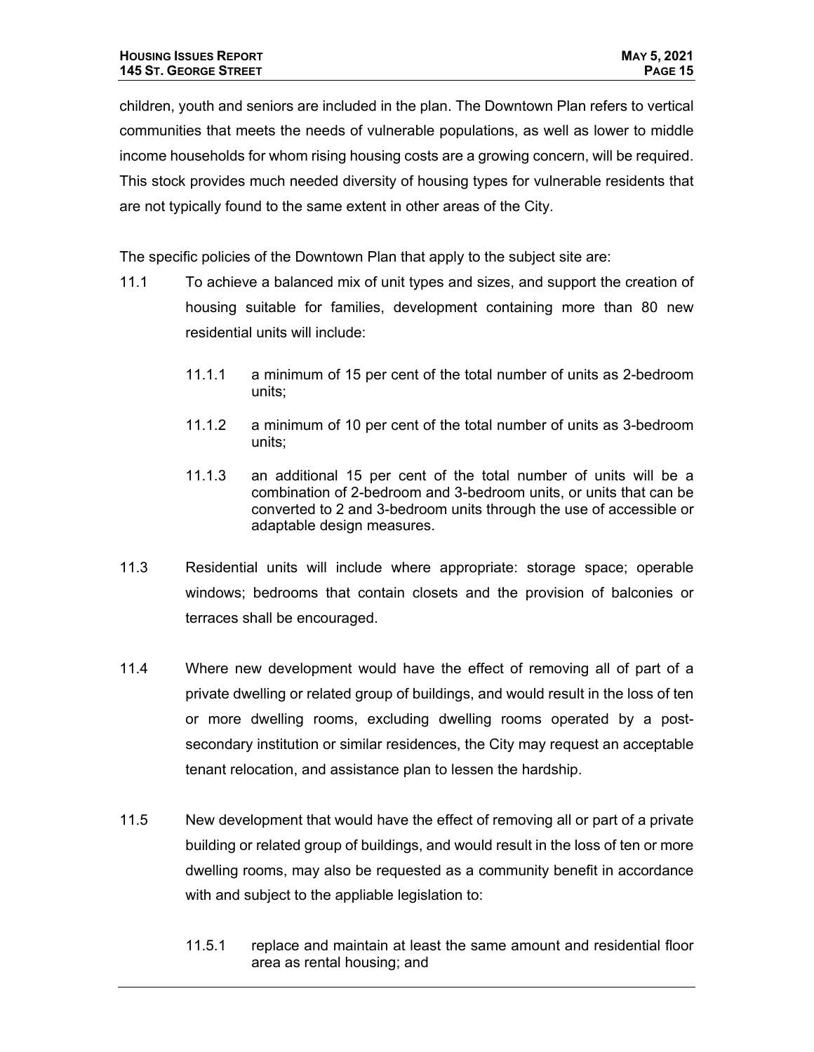children, youth and seniors are included in the plan. The Downtown Plan refers to vertical communities that meets the needs of vulnerable populations, as well as lower to middle income households for whom rising housing costs are a growing concern, will be required. This stock provides much needed diversity of housing types for vulnerable residents that are not typically found to the same extent in other areas of the City.

The specific policies of the Downtown Plan that apply to the subject site are:

11.1 To achieve a balanced mix of unit types and sizes, and support the creation of housing suitable for families, development containing more than 80 new residential units will include:

  11.1.1 a minimum of 15 per cent of the total number of units as 2-bedroom units;

  11.1.2 a minimum of 10 per cent of the total number of units as 3-bedroom units;

  11.1.3 an additional 15 per cent of the total number of units will be a combination of 2-bedroom and 3-bedroom units, or units that can be converted to 2 and 3-bedroom units through the use of accessible or adaptable design measures.

11.3 Residential units will include where appropriate: storage space; operable windows; bedrooms that contain closets and the provision of balconies or terraces shall be encouraged.

11.4 Where new development would have the effect of removing all of part of a private dwelling or related group of buildings, and would result in the loss of ten or more dwelling rooms, excluding dwelling rooms operated by a post-secondary institution or similar residences, the City may request an acceptable tenant relocation, and assistance plan to lessen the hardship.

11.5 New development that would have the effect of removing all or part of a private building or related group of buildings, and would result in the loss of ten or more dwelling rooms, may also be requested as a community benefit in accordance with and subject to the appliable legislation to:

  11.5.1 replace and maintain at least the same amount and residential floor area as rental housing; and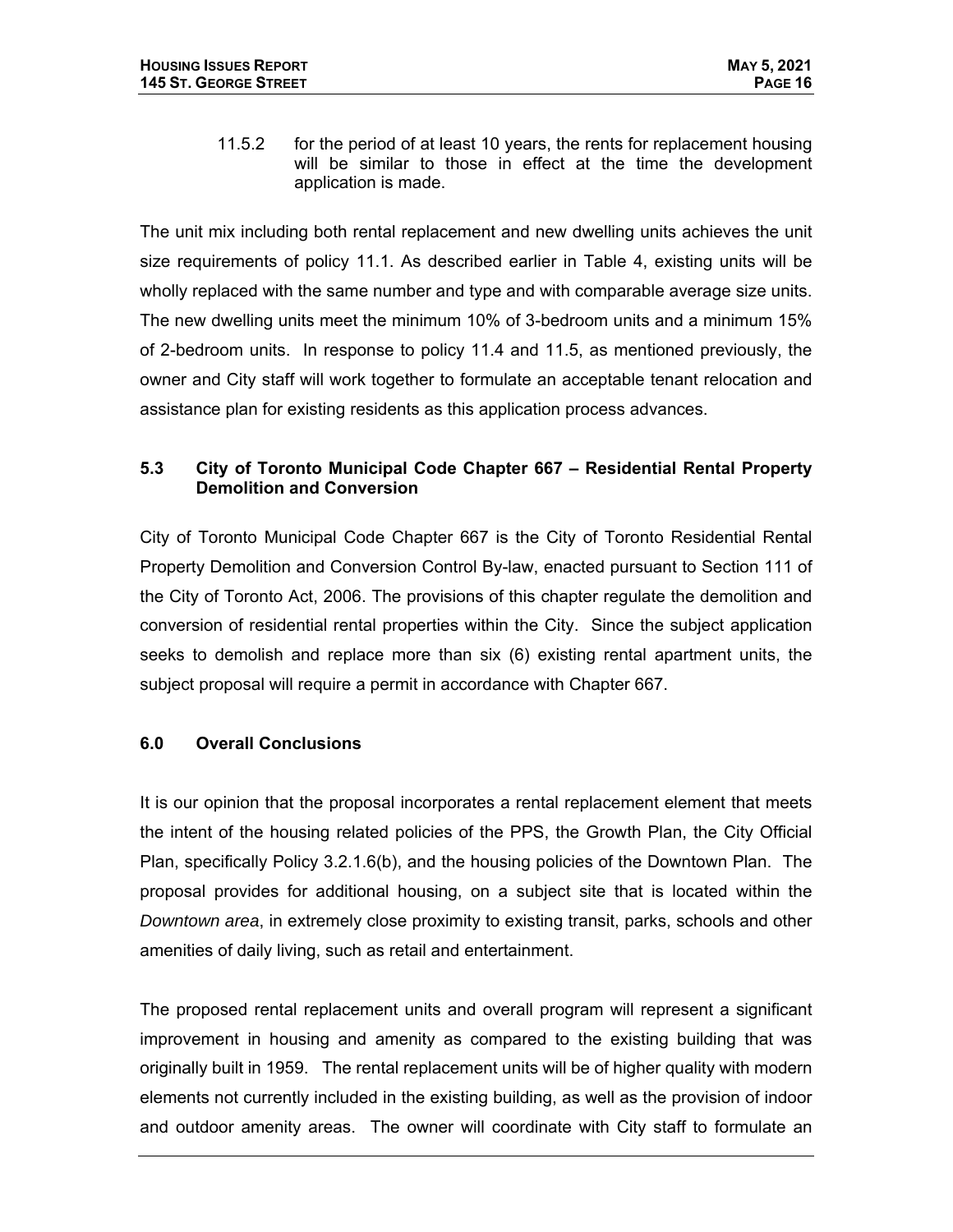11.5.2 for the period of at least 10 years, the rents for replacement housing will be similar to those in effect at the time the development application is made.

The unit mix including both rental replacement and new dwelling units achieves the unit size requirements of policy 11.1. As described earlier in Table 4, existing units will be wholly replaced with the same number and type and with comparable average size units. The new dwelling units meet the minimum 10% of 3-bedroom units and a minimum 15% of 2-bedroom units. In response to policy 11.4 and 11.5, as mentioned previously, the owner and City staff will work together to formulate an acceptable tenant relocation and assistance plan for existing residents as this application process advances.

### 5.3 City of Toronto Municipal Code Chapter 667 – Residential Rental Property Demolition and Conversion

City of Toronto Municipal Code Chapter 667 is the City of Toronto Residential Rental Property Demolition and Conversion Control By-law, enacted pursuant to Section 111 of the City of Toronto Act, 2006. The provisions of this chapter regulate the demolition and conversion of residential rental properties within the City. Since the subject application seeks to demolish and replace more than six (6) existing rental apartment units, the subject proposal will require a permit in accordance with Chapter 667.

## 6.0 Overall Conclusions

It is our opinion that the proposal incorporates a rental replacement element that meets the intent of the housing related policies of the PPS, the Growth Plan, the City Official Plan, specifically Policy 3.2.1.6(b), and the housing policies of the Downtown Plan. The proposal provides for additional housing, on a subject site that is located within the *Downtown area*, in extremely close proximity to existing transit, parks, schools and other amenities of daily living, such as retail and entertainment.

The proposed rental replacement units and overall program will represent a significant improvement in housing and amenity as compared to the existing building that was originally built in 1959. The rental replacement units will be of higher quality with modern elements not currently included in the existing building, as well as the provision of indoor and outdoor amenity areas. The owner will coordinate with City staff to formulate an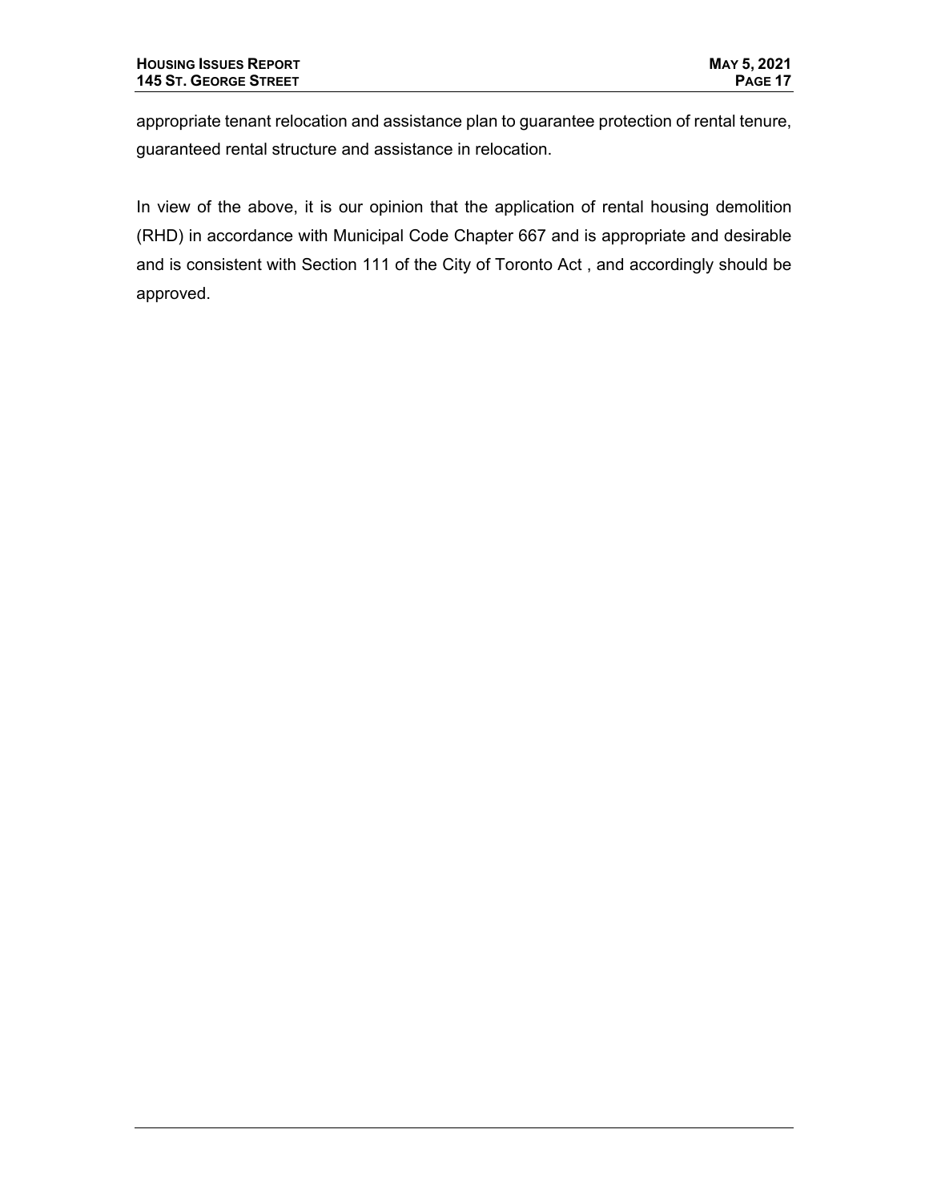appropriate tenant relocation and assistance plan to guarantee protection of rental tenure, guaranteed rental structure and assistance in relocation.

In view of the above, it is our opinion that the application of rental housing demolition (RHD) in accordance with Municipal Code Chapter 667 and is appropriate and desirable and is consistent with Section 111 of the City of Toronto Act , and accordingly should be approved.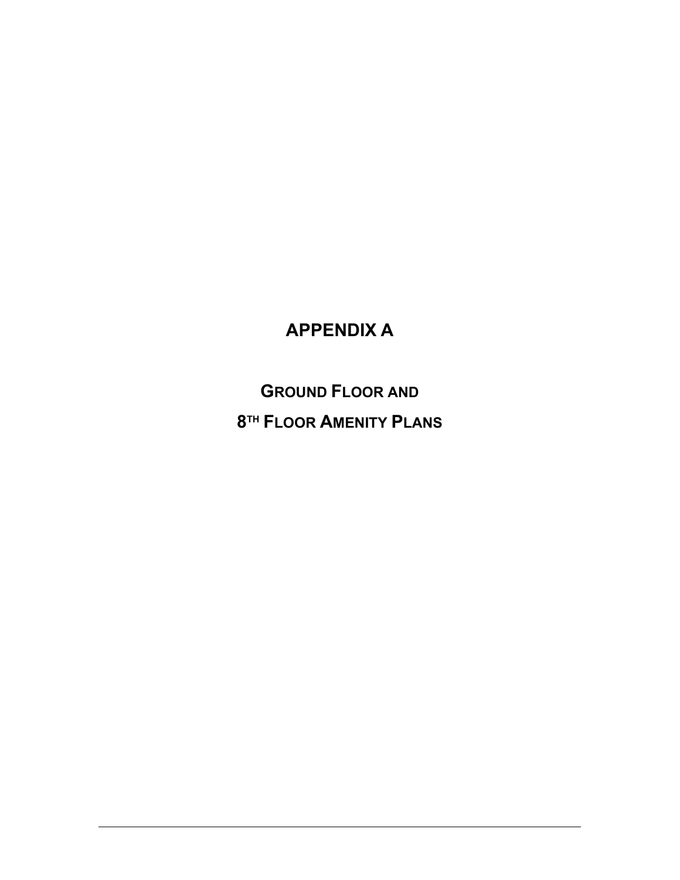# APPENDIX A

## GROUND FLOOR AND
## 8TH FLOOR AMENITY PLANS